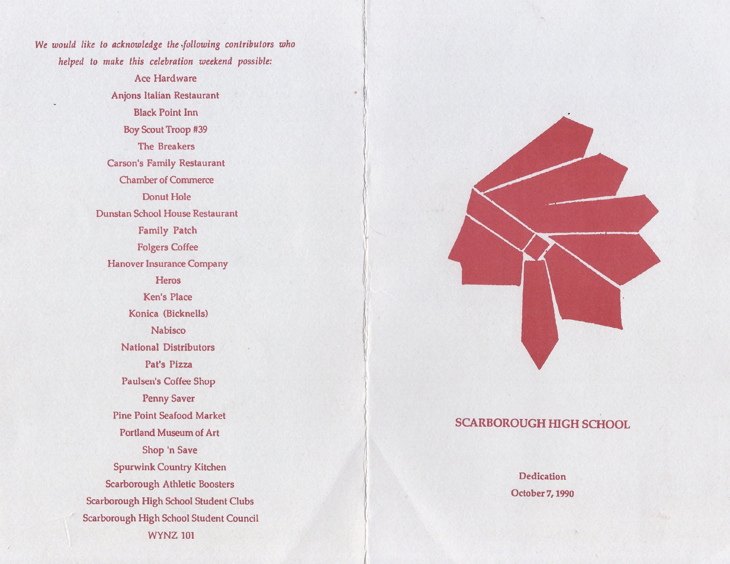*We would like to acknowledge the following contributors who helped to make this celebration weekend possible:*

Ace Hardware
Anjons Italian Restaurant
Black Point Inn
Boy Scout Troop #39
The Breakers
Carson's Family Restaurant
Chamber of Commerce
Donut Hole
Dunstan School House Restaurant
Family Patch
Folgers Coffee
Hanover Insurance Company
Heros
Ken's Place
Konica (Bicknells)
Nabisco
National Distributors
Pat's Pizza
Paulsen's Coffee Shop
Penny Saver
Pine Point Seafood Market
Portland Museum of Art
Shop 'n Save
Spurwink Country Kitchen
Scarborough Athletic Boosters
Scarborough High School Student Clubs
Scarborough High School Student Council
WYNZ 101

# SCARBOROUGH HIGH SCHOOL

Dedication
October 7, 1990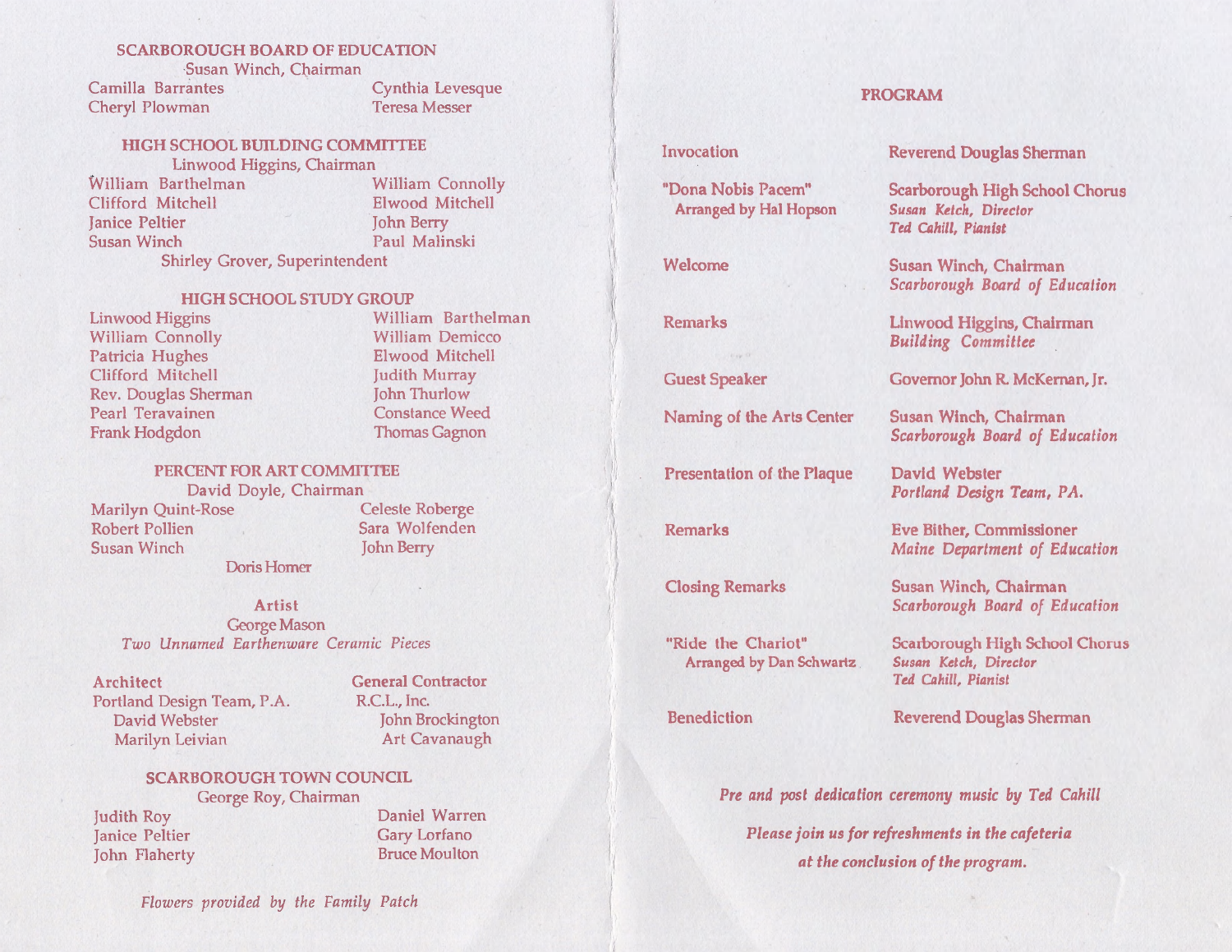## SCARBOROUGH BOARD OF EDUCATION

Susan Winch, Chairman

Camilla Barrantes
Cynthia Levesque
Cheryl Plowman
Teresa Messer

## HIGH SCHOOL BUILDING COMMITTEE

Linwood Higgins, Chairman

William Barthelman
William Connolly
Clifford Mitchell
Elwood Mitchell
Janice Peltier
John Berry
Susan Winch
Paul Malinski

Shirley Grover, Superintendent

## HIGH SCHOOL STUDY GROUP

Linwood Higgins
William Barthelman
William Connolly
William Demicco
Patricia Hughes
Elwood Mitchell
Clifford Mitchell
Judith Murray
Rev. Douglas Sherman
John Thurlow
Pearl Teravainen
Constance Weed
Frank Hodgdon
Thomas Gagnon

## PERCENT FOR ART COMMITTEE

David Doyle, Chairman

Marilyn Quint-Rose
Celeste Roberge
Robert Pollien
Sara Wolfenden
Susan Winch
John Berry
Doris Homer

**Artist**

George Mason

*Two Unnamed Earthenware Ceramic Pieces*

**Architect**

Portland Design Team, P.A.
David Webster
Marilyn Leivian

**General Contractor**

R.C.L., Inc.
John Brockington
Art Cavanaugh

## SCARBOROUGH TOWN COUNCIL

George Roy, Chairman

Judith Roy
Daniel Warren
Janice Peltier
Gary Lorfano
John Flaherty
Bruce Moulton

*Flowers provided by the Family Patch*

## PROGRAM

| | |
|---|---|
| Invocation | Reverend Douglas Sherman |
| "Dona Nobis Pacem" Arranged by Hal Hopson | Scarborough High School Chorus *Susan Ketch, Director* *Ted Cahill, Pianist* |
| Welcome | Susan Winch, Chairman *Scarborough Board of Education* |
| Remarks | Linwood Higgins, Chairman *Building Committee* |
| Guest Speaker | Governor John R. McKernan, Jr. |
| Naming of the Arts Center | Susan Winch, Chairman *Scarborough Board of Education* |
| Presentation of the Plaque | David Webster *Portland Design Team, PA.* |
| Remarks | Eve Bither, Commissioner *Maine Department of Education* |
| Closing Remarks | Susan Winch, Chairman *Scarborough Board of Education* |
| "Ride the Chariot" Arranged by Dan Schwartz | Scarborough High School Chorus *Susan Ketch, Director* *Ted Cahill, Pianist* |
| Benediction | Reverend Douglas Sherman |

*Pre and post dedication ceremony music by Ted Cahill*

*Please join us for refreshments in the cafeteria at the conclusion of the program.*